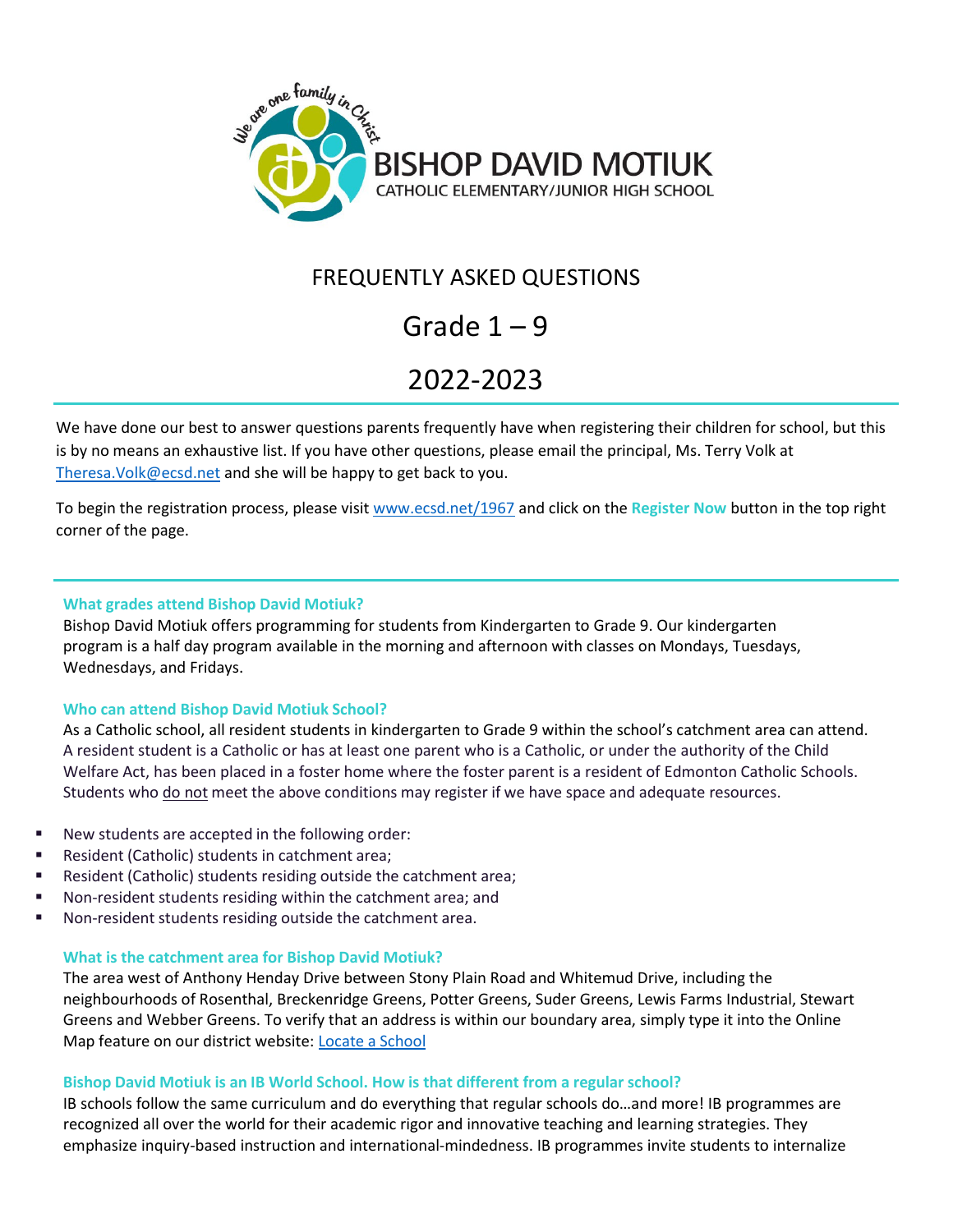BISHOP DAVID MOTIUK

CATHOLIC ELEMENTARY/JUNIOR HIGH SCHOOL

# FREQUENTLY ASKED QUESTIONS

# Grade 1 – 9

# 2022-2023

We have done our best to answer questions parents frequently have when registering their children for school, but this is by no means an exhaustive list. If you have other questions, please email the principal, Ms. Terry Volk at [Theresa.Volk@ecsd.net](mailto:Theresa.Volk@ecsd.net) and she will be happy to get back to you.

To begin the registration process, please visit [www.ecsd.net/1967](http://www.ecsd.net/1967) and click on the **Register Now** button in the top right corner of the page.

### What grades attend Bishop David Motiuk?

Bishop David Motiuk offers programming for students from Kindergarten to Grade 9. Our kindergarten program is a half day program available in the morning and afternoon with classes on Mondays, Tuesdays, Wednesdays, and Fridays.

### Who can attend Bishop David Motiuk School?

As a Catholic school, all resident students in kindergarten to Grade 9 within the school's catchment area can attend. A resident student is a Catholic or has at least one parent who is a Catholic, or under the authority of the Child Welfare Act, has been placed in a foster home where the foster parent is a resident of Edmonton Catholic Schools. Students who do not meet the above conditions may register if we have space and adequate resources.

- New students are accepted in the following order:
- Resident (Catholic) students in catchment area;
- Resident (Catholic) students residing outside the catchment area;
- Non-resident students residing within the catchment area; and
- Non-resident students residing outside the catchment area.

### What is the catchment area for Bishop David Motiuk?

The area west of Anthony Henday Drive between Stony Plain Road and Whitemud Drive, including the neighbourhoods of Rosenthal, Breckenridge Greens, Potter Greens, Suder Greens, Lewis Farms Industrial, Stewart Greens and Webber Greens. To verify that an address is within our boundary area, simply type it into the Online Map feature on our district website: Locate a School

### Bishop David Motiuk is an IB World School. How is that different from a regular school?

IB schools follow the same curriculum and do everything that regular schools do…and more! IB programmes are recognized all over the world for their academic rigor and innovative teaching and learning strategies. They emphasize inquiry-based instruction and international-mindedness. IB programmes invite students to internalize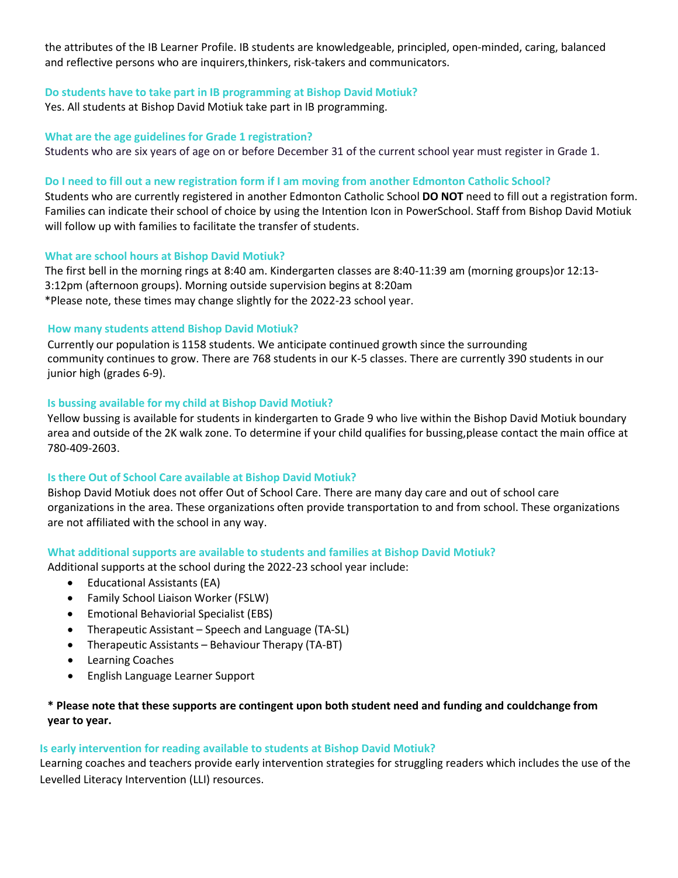the attributes of the IB Learner Profile. IB students are knowledgeable, principled, open-minded, caring, balanced and reflective persons who are inquirers,thinkers, risk-takers and communicators.

### Do students have to take part in IB programming at Bishop David Motiuk?

Yes. All students at Bishop David Motiuk take part in IB programming.

### What are the age guidelines for Grade 1 registration?

Students who are six years of age on or before December 31 of the current school year must register in Grade 1.

### Do I need to fill out a new registration form if I am moving from another Edmonton Catholic School?

Students who are currently registered in another Edmonton Catholic School **DO NOT** need to fill out a registration form. Families can indicate their school of choice by using the Intention Icon in PowerSchool. Staff from Bishop David Motiuk will follow up with families to facilitate the transfer of students.

### What are school hours at Bishop David Motiuk?

The first bell in the morning rings at 8:40 am. Kindergarten classes are 8:40-11:39 am (morning groups)or 12:13-3:12pm (afternoon groups). Morning outside supervision begins at 8:20am
*Please note, these times may change slightly for the 2022-23 school year.

### How many students attend Bishop David Motiuk?

Currently our population is 1158 students. We anticipate continued growth since the surrounding community continues to grow. There are 768 students in our K-5 classes. There are currently 390 students in our junior high (grades 6-9).

### Is bussing available for my child at Bishop David Motiuk?

Yellow bussing is available for students in kindergarten to Grade 9 who live within the Bishop David Motiuk boundary area and outside of the 2K walk zone. To determine if your child qualifies for bussing,please contact the main office at 780-409-2603.

### Is there Out of School Care available at Bishop David Motiuk?

Bishop David Motiuk does not offer Out of School Care. There are many day care and out of school care organizations in the area. These organizations often provide transportation to and from school. These organizations are not affiliated with the school in any way.

### What additional supports are available to students and families at Bishop David Motiuk?

Additional supports at the school during the 2022-23 school year include:

- Educational Assistants (EA)
- Family School Liaison Worker (FSLW)
- Emotional Behaviorial Specialist (EBS)
- Therapeutic Assistant – Speech and Language (TA-SL)
- Therapeutic Assistants – Behaviour Therapy (TA-BT)
- Learning Coaches
- English Language Learner Support

**\* Please note that these supports are contingent upon both student need and funding and couldchange from year to year.**

### Is early intervention for reading available to students at Bishop David Motiuk?

Learning coaches and teachers provide early intervention strategies for struggling readers which includes the use of the Levelled Literacy Intervention (LLI) resources.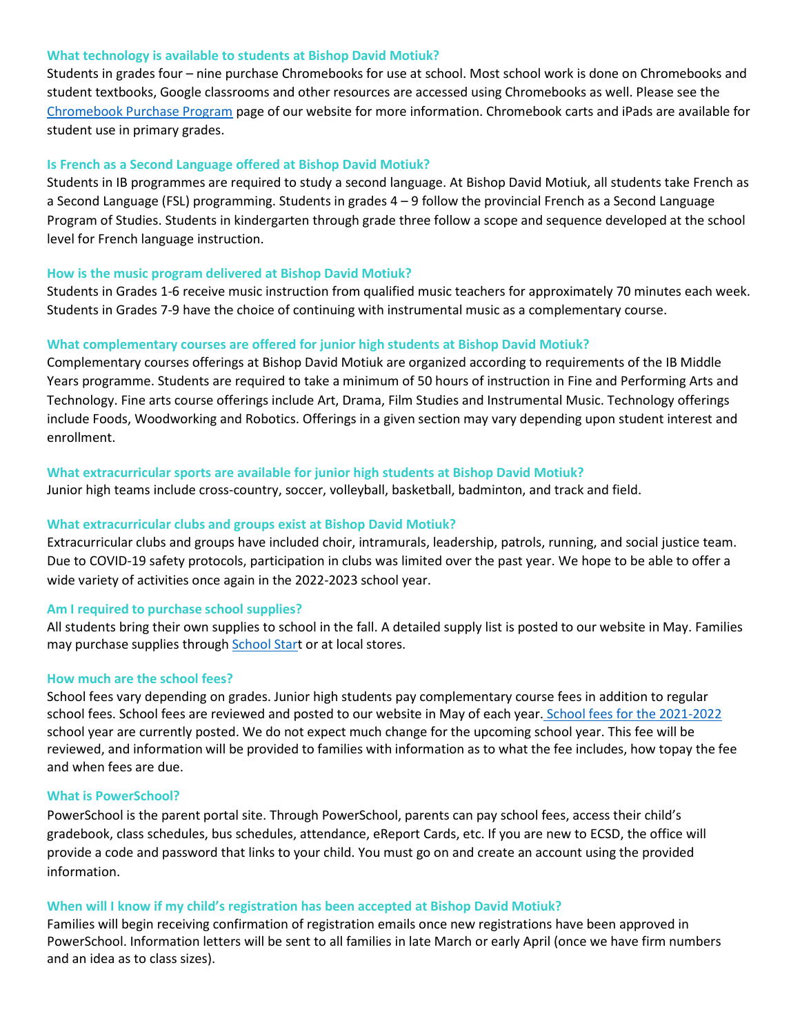### What technology is available to students at Bishop David Motiuk?

Students in grades four – nine purchase Chromebooks for use at school. Most school work is done on Chromebooks and student textbooks, Google classrooms and other resources are accessed using Chromebooks as well. Please see the [Chromebook Purchase Program] page of our website for more information. Chromebook carts and iPads are available for student use in primary grades.

### Is French as a Second Language offered at Bishop David Motiuk?

Students in IB programmes are required to study a second language. At Bishop David Motiuk, all students take French as a Second Language (FSL) programming. Students in grades 4 – 9 follow the provincial French as a Second Language Program of Studies. Students in kindergarten through grade three follow a scope and sequence developed at the school level for French language instruction.

### How is the music program delivered at Bishop David Motiuk?

Students in Grades 1-6 receive music instruction from qualified music teachers for approximately 70 minutes each week. Students in Grades 7-9 have the choice of continuing with instrumental music as a complementary course.

### What complementary courses are offered for junior high students at Bishop David Motiuk?

Complementary courses offerings at Bishop David Motiuk are organized according to requirements of the IB Middle Years programme. Students are required to take a minimum of 50 hours of instruction in Fine and Performing Arts and Technology. Fine arts course offerings include Art, Drama, Film Studies and Instrumental Music. Technology offerings include Foods, Woodworking and Robotics. Offerings in a given section may vary depending upon student interest and enrollment.

### What extracurricular sports are available for junior high students at Bishop David Motiuk?

Junior high teams include cross-country, soccer, volleyball, basketball, badminton, and track and field.

### What extracurricular clubs and groups exist at Bishop David Motiuk?

Extracurricular clubs and groups have included choir, intramurals, leadership, patrols, running, and social justice team. Due to COVID-19 safety protocols, participation in clubs was limited over the past year. We hope to be able to offer a wide variety of activities once again in the 2022-2023 school year.

### Am I required to purchase school supplies?

All students bring their own supplies to school in the fall. A detailed supply list is posted to our website in May. Families may purchase supplies through School Start or at local stores.

### How much are the school fees?

School fees vary depending on grades. Junior high students pay complementary course fees in addition to regular school fees. School fees are reviewed and posted to our website in May of each year. School fees for the 2021-2022 school year are currently posted. We do not expect much change for the upcoming school year. This fee will be reviewed, and information will be provided to families with information as to what the fee includes, how topay the fee and when fees are due.

### What is PowerSchool?

PowerSchool is the parent portal site. Through PowerSchool, parents can pay school fees, access their child's gradebook, class schedules, bus schedules, attendance, eReport Cards, etc. If you are new to ECSD, the office will provide a code and password that links to your child. You must go on and create an account using the provided information.

### When will I know if my child's registration has been accepted at Bishop David Motiuk?

Families will begin receiving confirmation of registration emails once new registrations have been approved in PowerSchool. Information letters will be sent to all families in late March or early April (once we have firm numbers and an idea as to class sizes).